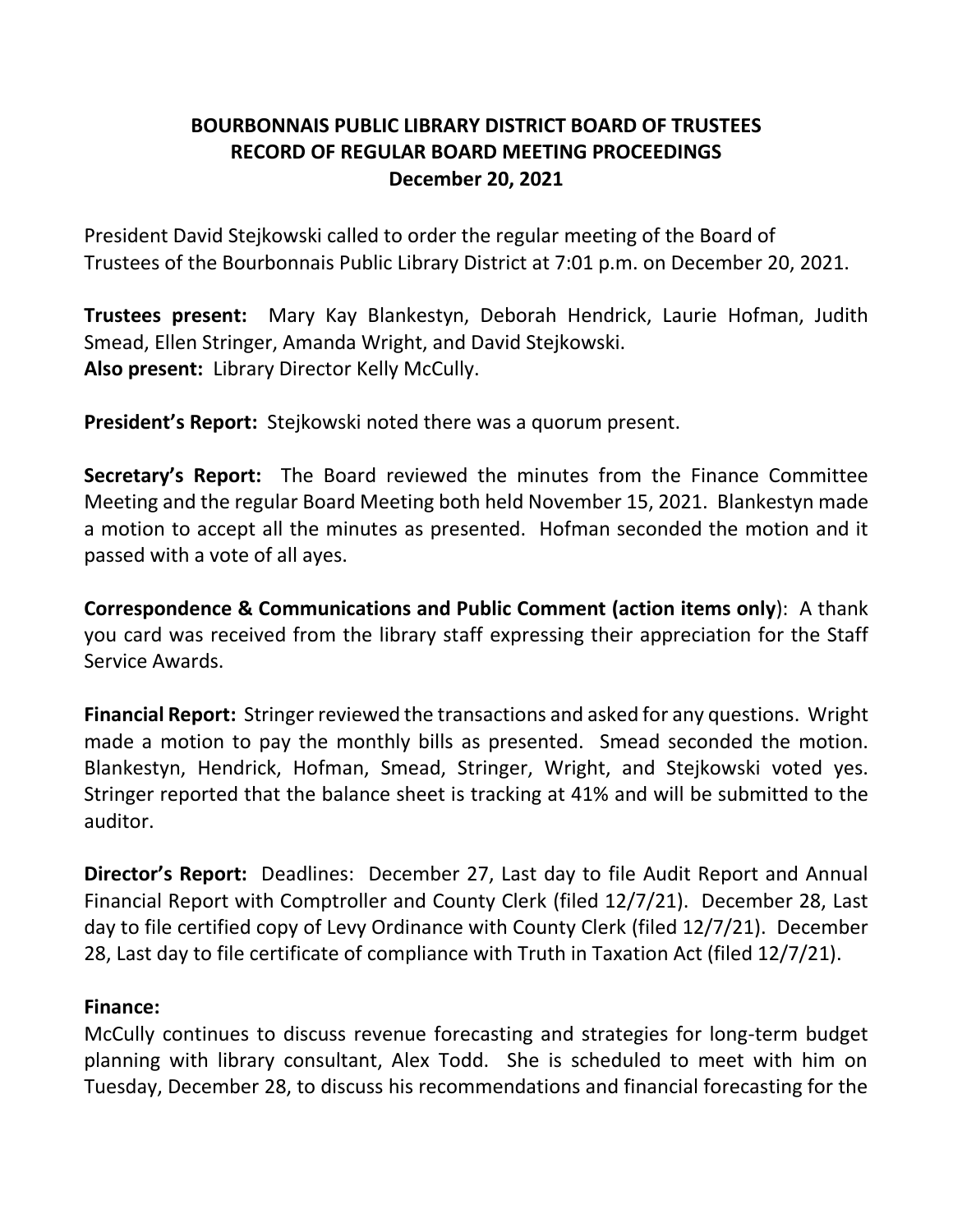# BOURBONNAIS PUBLIC LIBRARY DISTRICT BOARD OF TRUSTEES
## RECORD OF REGULAR BOARD MEETING PROCEEDINGS
### December 20, 2021

President David Stejkowski called to order the regular meeting of the Board of Trustees of the Bourbonnais Public Library District at 7:01 p.m. on December 20, 2021.

**Trustees present:** Mary Kay Blankestyn, Deborah Hendrick, Laurie Hofman, Judith Smead, Ellen Stringer, Amanda Wright, and David Stejkowski.
**Also present:** Library Director Kelly McCully.

**President's Report:** Stejkowski noted there was a quorum present.

**Secretary's Report:** The Board reviewed the minutes from the Finance Committee Meeting and the regular Board Meeting both held November 15, 2021. Blankestyn made a motion to accept all the minutes as presented. Hofman seconded the motion and it passed with a vote of all ayes.

**Correspondence & Communications and Public Comment (action items only)**: A thank you card was received from the library staff expressing their appreciation for the Staff Service Awards.

**Financial Report:** Stringer reviewed the transactions and asked for any questions. Wright made a motion to pay the monthly bills as presented. Smead seconded the motion. Blankestyn, Hendrick, Hofman, Smead, Stringer, Wright, and Stejkowski voted yes. Stringer reported that the balance sheet is tracking at 41% and will be submitted to the auditor.

**Director's Report:** Deadlines: December 27, Last day to file Audit Report and Annual Financial Report with Comptroller and County Clerk (filed 12/7/21). December 28, Last day to file certified copy of Levy Ordinance with County Clerk (filed 12/7/21). December 28, Last day to file certificate of compliance with Truth in Taxation Act (filed 12/7/21).

**Finance:**
McCully continues to discuss revenue forecasting and strategies for long-term budget planning with library consultant, Alex Todd. She is scheduled to meet with him on Tuesday, December 28, to discuss his recommendations and financial forecasting for the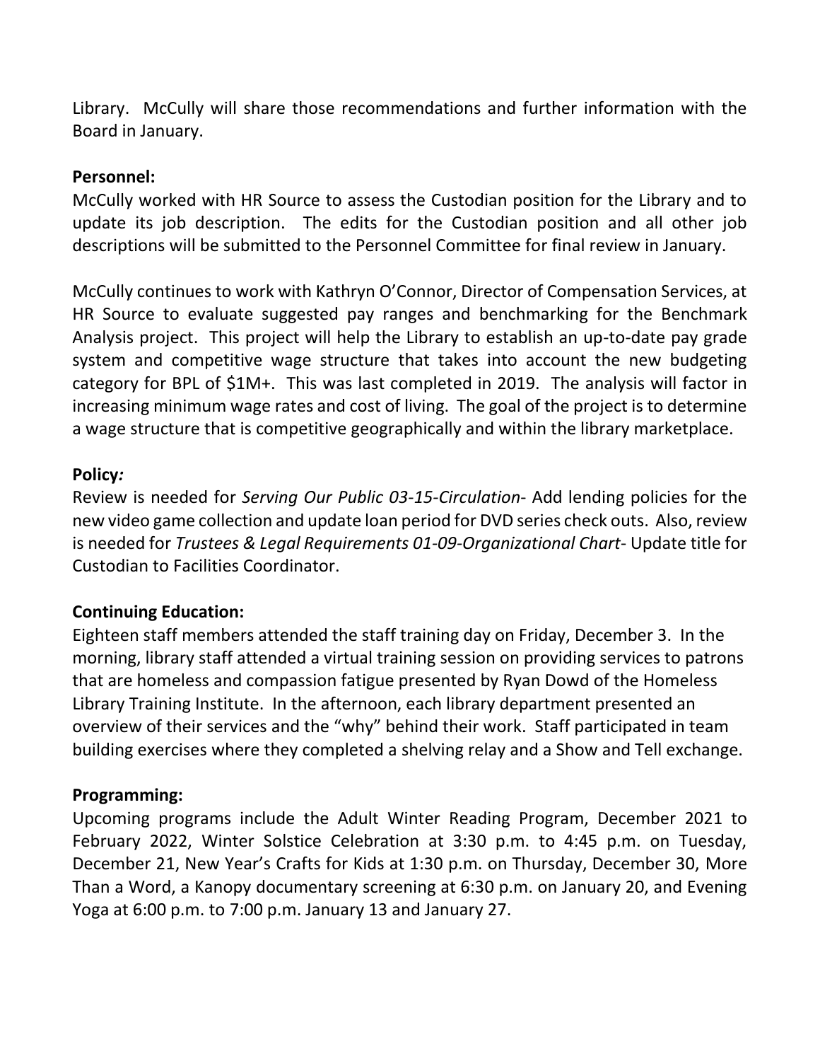Library. McCully will share those recommendations and further information with the Board in January.

**Personnel:**
McCully worked with HR Source to assess the Custodian position for the Library and to update its job description. The edits for the Custodian position and all other job descriptions will be submitted to the Personnel Committee for final review in January.

McCully continues to work with Kathryn O'Connor, Director of Compensation Services, at HR Source to evaluate suggested pay ranges and benchmarking for the Benchmark Analysis project. This project will help the Library to establish an up-to-date pay grade system and competitive wage structure that takes into account the new budgeting category for BPL of $1M+. This was last completed in 2019. The analysis will factor in increasing minimum wage rates and cost of living. The goal of the project is to determine a wage structure that is competitive geographically and within the library marketplace.

**Policy*:***
Review is needed for *Serving Our Public 03-15-Circulation*- Add lending policies for the new video game collection and update loan period for DVD series check outs. Also, review is needed for *Trustees & Legal Requirements 01-09-Organizational Chart*- Update title for Custodian to Facilities Coordinator.

**Continuing Education:**
Eighteen staff members attended the staff training day on Friday, December 3. In the morning, library staff attended a virtual training session on providing services to patrons that are homeless and compassion fatigue presented by Ryan Dowd of the Homeless Library Training Institute. In the afternoon, each library department presented an overview of their services and the "why" behind their work. Staff participated in team building exercises where they completed a shelving relay and a Show and Tell exchange.

**Programming:**
Upcoming programs include the Adult Winter Reading Program, December 2021 to February 2022, Winter Solstice Celebration at 3:30 p.m. to 4:45 p.m. on Tuesday, December 21, New Year's Crafts for Kids at 1:30 p.m. on Thursday, December 30, More Than a Word, a Kanopy documentary screening at 6:30 p.m. on January 20, and Evening Yoga at 6:00 p.m. to 7:00 p.m. January 13 and January 27.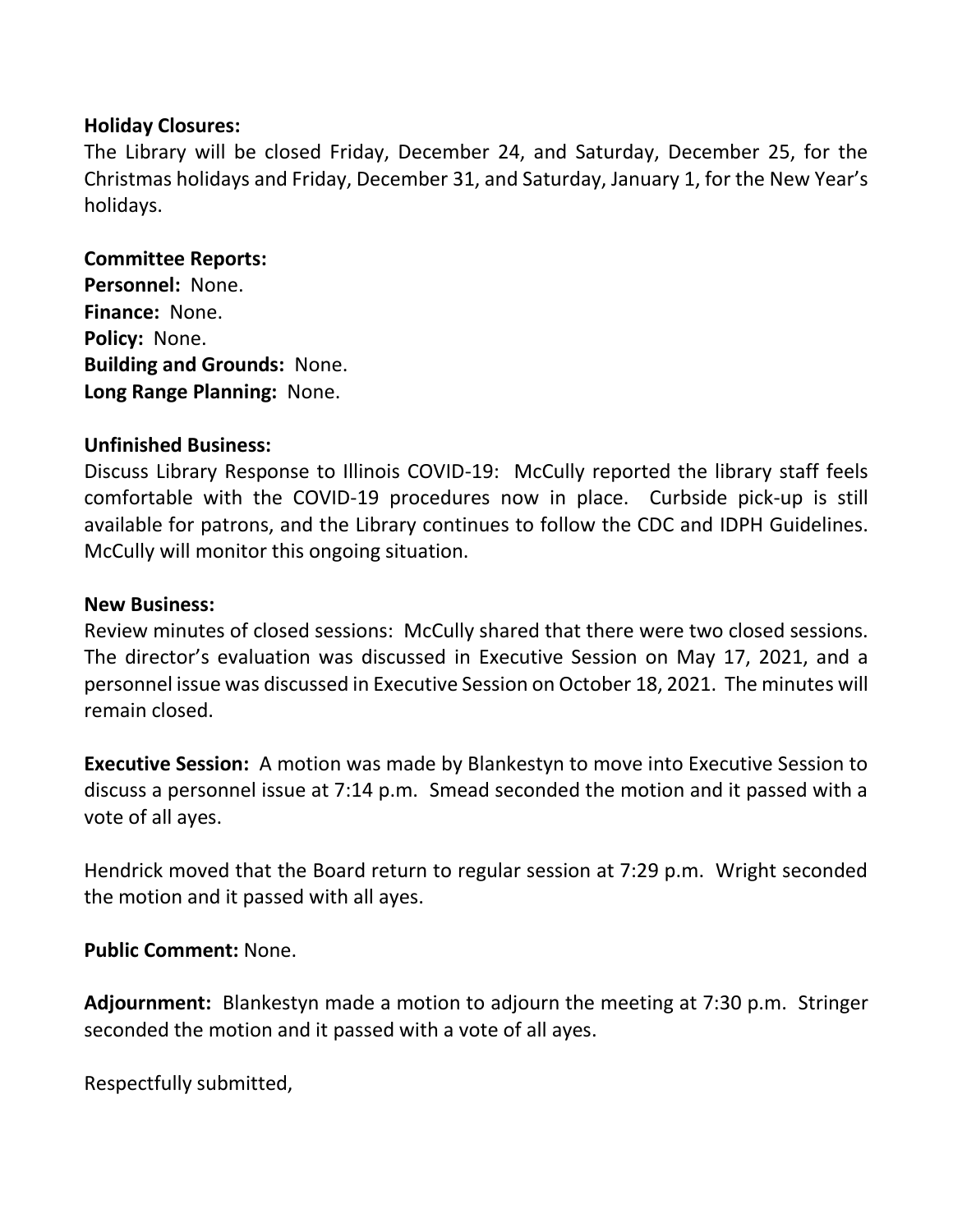**Holiday Closures:**
The Library will be closed Friday, December 24, and Saturday, December 25, for the Christmas holidays and Friday, December 31, and Saturday, January 1, for the New Year's holidays.

**Committee Reports:**
**Personnel:** None.
**Finance:** None.
**Policy:** None.
**Building and Grounds:** None.
**Long Range Planning:** None.

**Unfinished Business:**
Discuss Library Response to Illinois COVID-19: McCully reported the library staff feels comfortable with the COVID-19 procedures now in place. Curbside pick-up is still available for patrons, and the Library continues to follow the CDC and IDPH Guidelines. McCully will monitor this ongoing situation.

**New Business:**
Review minutes of closed sessions: McCully shared that there were two closed sessions. The director's evaluation was discussed in Executive Session on May 17, 2021, and a personnel issue was discussed in Executive Session on October 18, 2021. The minutes will remain closed.

**Executive Session:** A motion was made by Blankestyn to move into Executive Session to discuss a personnel issue at 7:14 p.m. Smead seconded the motion and it passed with a vote of all ayes.

Hendrick moved that the Board return to regular session at 7:29 p.m. Wright seconded the motion and it passed with all ayes.

**Public Comment:** None.

**Adjournment:** Blankestyn made a motion to adjourn the meeting at 7:30 p.m. Stringer seconded the motion and it passed with a vote of all ayes.

Respectfully submitted,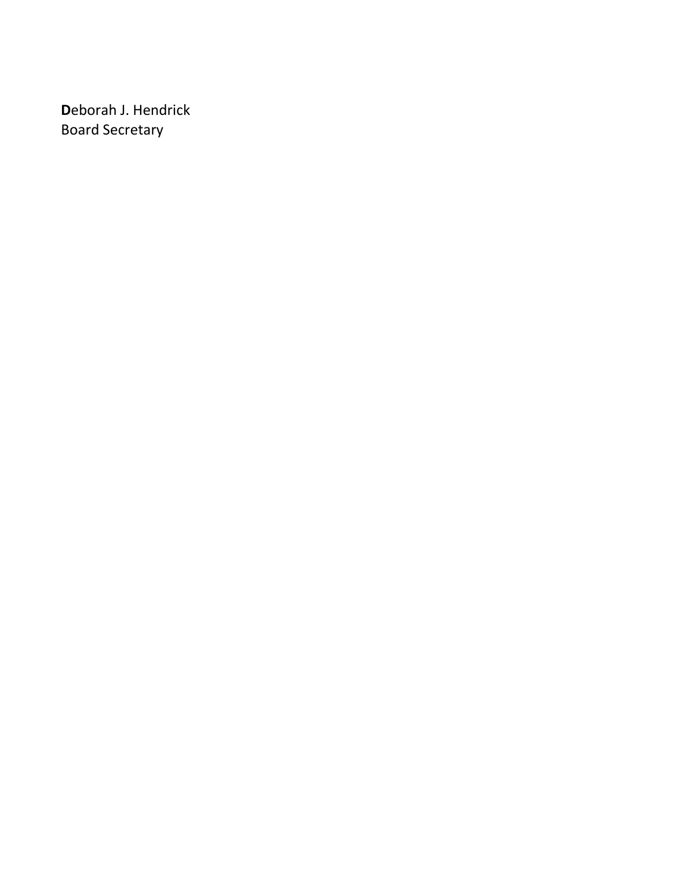**D**eborah J. Hendrick
Board Secretary